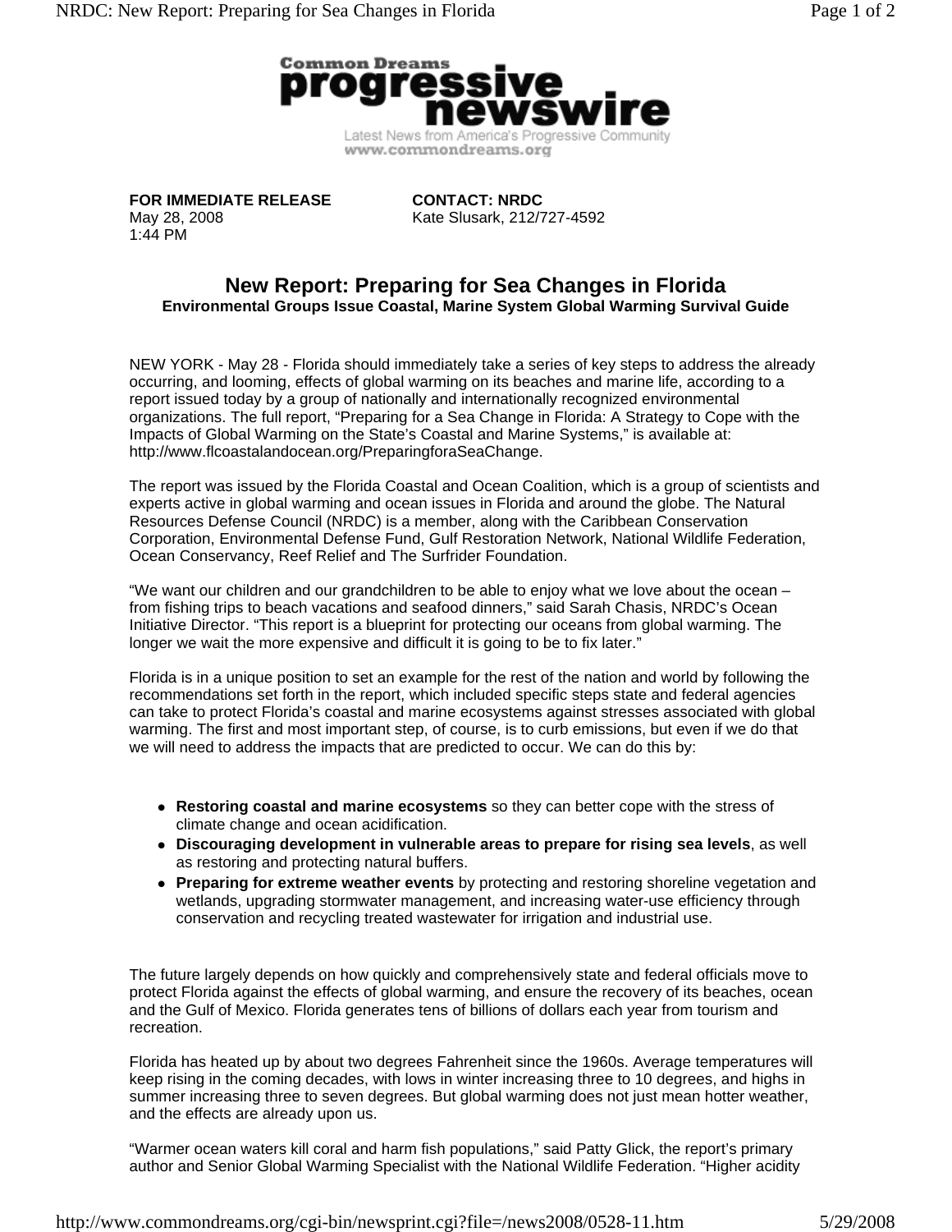**FOR IMMEDIATE RELEASE**
May 28, 2008
1:44 PM

**CONTACT: NRDC**
Kate Slusark, 212/727-4592

# New Report: Preparing for Sea Changes in Florida

**Environmental Groups Issue Coastal, Marine System Global Warming Survival Guide**

NEW YORK - May 28 - Florida should immediately take a series of key steps to address the already occurring, and looming, effects of global warming on its beaches and marine life, according to a report issued today by a group of nationally and internationally recognized environmental organizations. The full report, "Preparing for a Sea Change in Florida: A Strategy to Cope with the Impacts of Global Warming on the State's Coastal and Marine Systems," is available at: http://www.flcoastalandocean.org/PreparingforaSeaChange.

The report was issued by the Florida Coastal and Ocean Coalition, which is a group of scientists and experts active in global warming and ocean issues in Florida and around the globe. The Natural Resources Defense Council (NRDC) is a member, along with the Caribbean Conservation Corporation, Environmental Defense Fund, Gulf Restoration Network, National Wildlife Federation, Ocean Conservancy, Reef Relief and The Surfrider Foundation.

"We want our children and our grandchildren to be able to enjoy what we love about the ocean – from fishing trips to beach vacations and seafood dinners," said Sarah Chasis, NRDC's Ocean Initiative Director. "This report is a blueprint for protecting our oceans from global warming. The longer we wait the more expensive and difficult it is going to be to fix later."

Florida is in a unique position to set an example for the rest of the nation and world by following the recommendations set forth in the report, which included specific steps state and federal agencies can take to protect Florida's coastal and marine ecosystems against stresses associated with global warming. The first and most important step, of course, is to curb emissions, but even if we do that we will need to address the impacts that are predicted to occur. We can do this by:

- **Restoring coastal and marine ecosystems** so they can better cope with the stress of climate change and ocean acidification.
- **Discouraging development in vulnerable areas to prepare for rising sea levels**, as well as restoring and protecting natural buffers.
- **Preparing for extreme weather events** by protecting and restoring shoreline vegetation and wetlands, upgrading stormwater management, and increasing water-use efficiency through conservation and recycling treated wastewater for irrigation and industrial use.

The future largely depends on how quickly and comprehensively state and federal officials move to protect Florida against the effects of global warming, and ensure the recovery of its beaches, ocean and the Gulf of Mexico. Florida generates tens of billions of dollars each year from tourism and recreation.

Florida has heated up by about two degrees Fahrenheit since the 1960s. Average temperatures will keep rising in the coming decades, with lows in winter increasing three to 10 degrees, and highs in summer increasing three to seven degrees. But global warming does not just mean hotter weather, and the effects are already upon us.

"Warmer ocean waters kill coral and harm fish populations," said Patty Glick, the report's primary author and Senior Global Warming Specialist with the National Wildlife Federation. "Higher acidity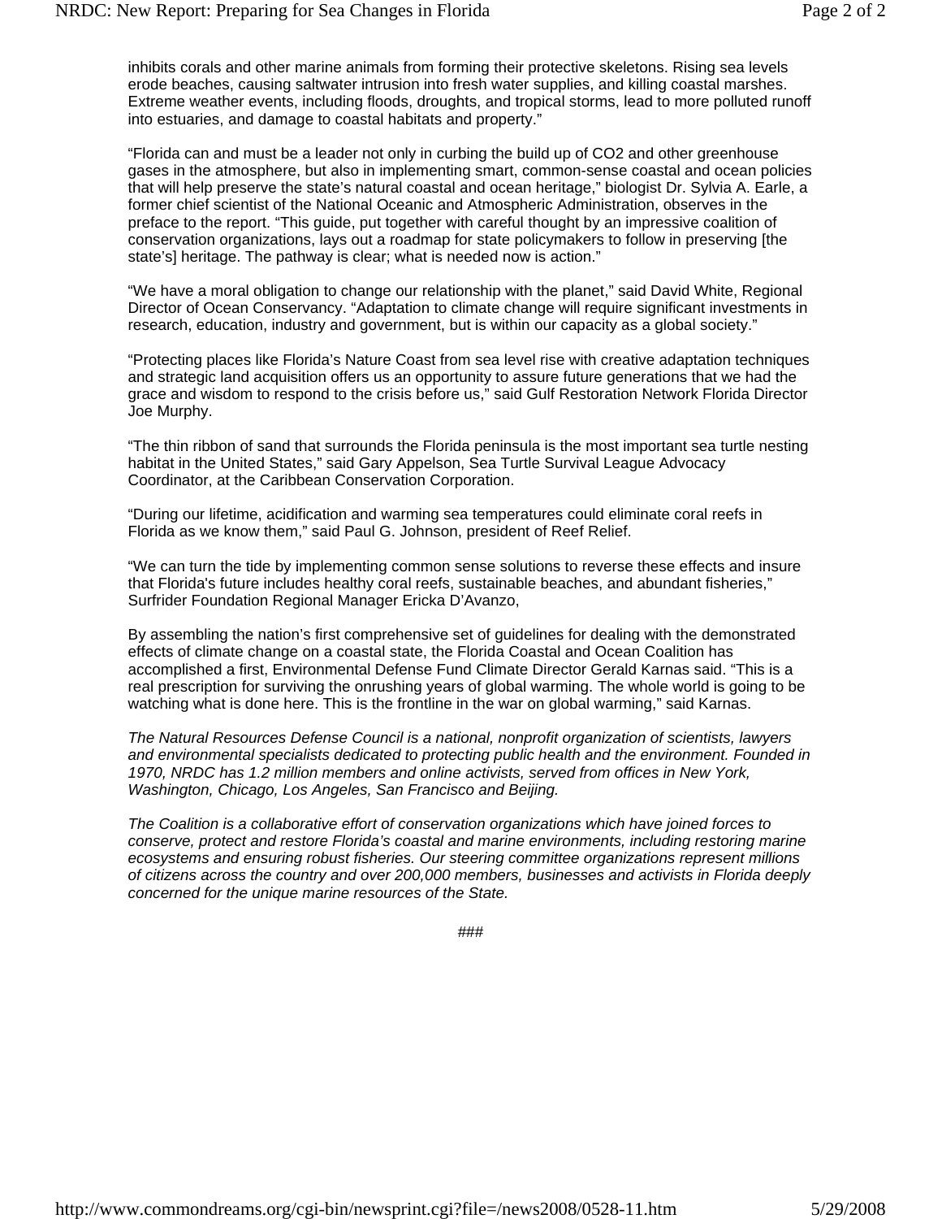inhibits corals and other marine animals from forming their protective skeletons. Rising sea levels erode beaches, causing saltwater intrusion into fresh water supplies, and killing coastal marshes. Extreme weather events, including floods, droughts, and tropical storms, lead to more polluted runoff into estuaries, and damage to coastal habitats and property."

"Florida can and must be a leader not only in curbing the build up of $CO_2$ and other greenhouse gases in the atmosphere, but also in implementing smart, common-sense coastal and ocean policies that will help preserve the state's natural coastal and ocean heritage," biologist Dr. Sylvia A. Earle, a former chief scientist of the National Oceanic and Atmospheric Administration, observes in the preface to the report. "This guide, put together with careful thought by an impressive coalition of conservation organizations, lays out a roadmap for state policymakers to follow in preserving [the state's] heritage. The pathway is clear; what is needed now is action."

"We have a moral obligation to change our relationship with the planet," said David White, Regional Director of Ocean Conservancy. "Adaptation to climate change will require significant investments in research, education, industry and government, but is within our capacity as a global society."

"Protecting places like Florida's Nature Coast from sea level rise with creative adaptation techniques and strategic land acquisition offers us an opportunity to assure future generations that we had the grace and wisdom to respond to the crisis before us," said Gulf Restoration Network Florida Director Joe Murphy.

"The thin ribbon of sand that surrounds the Florida peninsula is the most important sea turtle nesting habitat in the United States," said Gary Appelson, Sea Turtle Survival League Advocacy Coordinator, at the Caribbean Conservation Corporation.

"During our lifetime, acidification and warming sea temperatures could eliminate coral reefs in Florida as we know them," said Paul G. Johnson, president of Reef Relief.

"We can turn the tide by implementing common sense solutions to reverse these effects and insure that Florida's future includes healthy coral reefs, sustainable beaches, and abundant fisheries," Surfrider Foundation Regional Manager Ericka D'Avanzo,

By assembling the nation's first comprehensive set of guidelines for dealing with the demonstrated effects of climate change on a coastal state, the Florida Coastal and Ocean Coalition has accomplished a first, Environmental Defense Fund Climate Director Gerald Karnas said. "This is a real prescription for surviving the onrushing years of global warming. The whole world is going to be watching what is done here. This is the frontline in the war on global warming," said Karnas.

*The Natural Resources Defense Council is a national, nonprofit organization of scientists, lawyers and environmental specialists dedicated to protecting public health and the environment. Founded in 1970, NRDC has 1.2 million members and online activists, served from offices in New York, Washington, Chicago, Los Angeles, San Francisco and Beijing.*

*The Coalition is a collaborative effort of conservation organizations which have joined forces to conserve, protect and restore Florida's coastal and marine environments, including restoring marine ecosystems and ensuring robust fisheries. Our steering committee organizations represent millions of citizens across the country and over 200,000 members, businesses and activists in Florida deeply concerned for the unique marine resources of the State.*

###